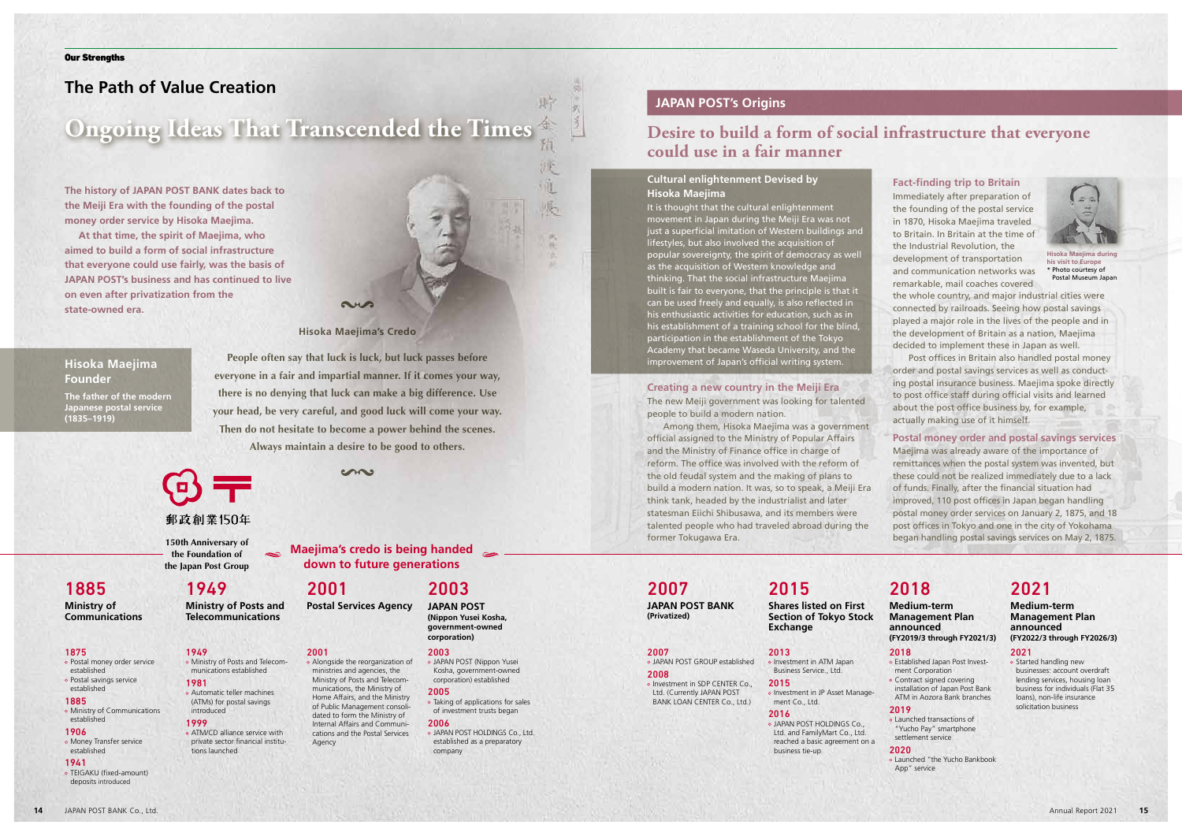Our Strengths

## The Path of Value Creation

# Ongoing Ideas That Transcended the Times

**The history of JAPAN POST BANK dates back to the Meiji Era with the founding of the postal money order service by Hisoka Maejima.**

**At that time, the spirit of Maejima, who aimed to build a form of social infrastructure that everyone could use fairly, was the basis of JAPAN POST's business and has continued to live on even after privatization from the state-owned era.**

### Hisoka Maejima Founder

**The father of the modern Japanese postal service (1835–1919)**

### Hisoka Maejima's Credo

**People often say that luck is luck, but luck passes before everyone in a fair and impartial manner. If it comes your way, there is no denying that luck can make a big difference. Use your head, be very careful, and good luck will come your way. Then do not hesitate to become a power behind the scenes. Always maintain a desire to be good to others.**

郵政創業150年

150th Anniversary of the Foundation of the Japan Post Group

**Maejima's credo is being handed down to future generations**

## JAPAN POST's Origins

# Desire to build a form of social infrastructure that everyone could use in a fair manner

### Cultural enlightenment Devised by Hisoka Maejima

It is thought that the cultural enlightenment movement in Japan during the Meiji Era was not just a superficial imitation of Western buildings and lifestyles, but also involved the acquisition of popular sovereignty, the spirit of democracy as well as the acquisition of Western knowledge and thinking. That the social infrastructure Maejima built is fair to everyone, that the principle is that it can be used freely and equally, is also reflected in his enthusiastic activities for education, such as his establishment of a training school for the blind, participation in the establishment of the Tokyo Academy that became Waseda University, and the improvement of Japan's official writing system.

### Creating a new country in the Meiji Era

The new Meiji government was looking for talented people to build a modern nation.

Among them, Hisoka Maejima was a government official assigned to the Ministry of Popular Affairs and the Ministry of Finance office in charge of reform. The office was involved with the reform of the old feudal system and the making of plans to build a modern nation. It was, so to speak, a Meiji Era think tank, headed by the industrialist and later statesman Eiichi Shibusawa, and its members were talented people who had traveled abroad during the former Tokugawa Era.

### Fact-finding trip to Britain

Immediately after preparation of the founding of the postal service in 1870, Hisoka Maejima traveled to Britain. In Britain at the time of the Industrial Revolution, the development of transportation and communication networks was remarkable, mail coaches covered the whole country, and major industrial cities were connected by railroads. Seeing how postal savings played a major role in the lives of the people and in the development of Britain as a nation, Maejima decided to implement these in Japan as well.

Post offices in Britain also handled postal money order and postal savings services as well as conducting postal insurance business. Maejima spoke directly to post office staff during official visits and learned about the post office business by, for example, actually making use of it himself.

Hisoka Maejima during his visit to Europe
* Photo courtesy of Postal Museum Japan

### Postal money order and postal savings services

Maejima was already aware of the importance of remittances when the postal system was invented, but these could not be realized immediately due to a lack of funds. Finally, after the financial situation had improved, 110 post offices in Japan began handling postal money order services on January 2, 1875, and 18 post offices in Tokyo and one in the city of Yokohama began handling postal savings services on May 2, 1875.

---

### 1885
**Ministry of Communications**

**1875**
- Postal money order service established
- Postal savings service established

**1885**
- Ministry of Communications established

**1906**
- Money Transfer service established

**1941**
- TEIGAKU (fixed-amount) deposits introduced

### 1949
**Ministry of Posts and Telecommunications**

**1949**
- Ministry of Posts and Telecommunications established

**1981**
- Automatic teller machines (ATMs) for postal savings introduced

**1999**
- ATM/CD alliance service with private sector financial institutions launched

### 2001
**Postal Services Agency**

**2001**
- Alongside the reorganization of ministries and agencies, the Ministry of Posts and Telecommunications, the Ministry of Home Affairs, and the Ministry of Public Management consolidated to form the Ministry of Internal Affairs and Communications and the Postal Services Agency

### 2003
**JAPAN POST (Nippon Yusei Kosha, government-owned corporation)**

**2003**
- JAPAN POST (Nippon Yusei Kosha, government-owned corporation) established

**2005**
- Taking of applications for sales of investment trusts began

**2006**
- JAPAN POST HOLDINGS Co., Ltd. established as a preparatory company

### 2007
**JAPAN POST BANK (Privatized)**

**2007**
- JAPAN POST GROUP established

**2008**
- Investment in SDP CENTER Co., Ltd. (Currently JAPAN POST BANK LOAN CENTER Co., Ltd.)

### 2015
**Shares listed on First Section of Tokyo Stock Exchange**

**2013**
- Investment in ATM Japan Business Service., Ltd.

**2015**
- Investment in JP Asset Management Co., Ltd.

**2016**
- JAPAN POST HOLDINGS Co., Ltd. and FamilyMart Co., Ltd. reached a basic agreement on a business tie-up

### 2018
**Medium-term Management Plan announced (FY2019/3 through FY2021/3)**

**2018**
- Established Japan Post Investment Corporation
- Contract signed covering installation of Japan Post Bank ATM in Aozora Bank branches

**2019**
- Launched transactions of "Yucho Pay" smartphone settlement service

**2020**
- Launched "the Yucho Bankbook App" service

### 2021
**Medium-term Management Plan announced (FY2022/3 through FY2026/3)**

**2021**
- Started handling new businesses: account overdraft lending services, housing loan business for individuals (Flat 35 loans), non-life insurance solicitation business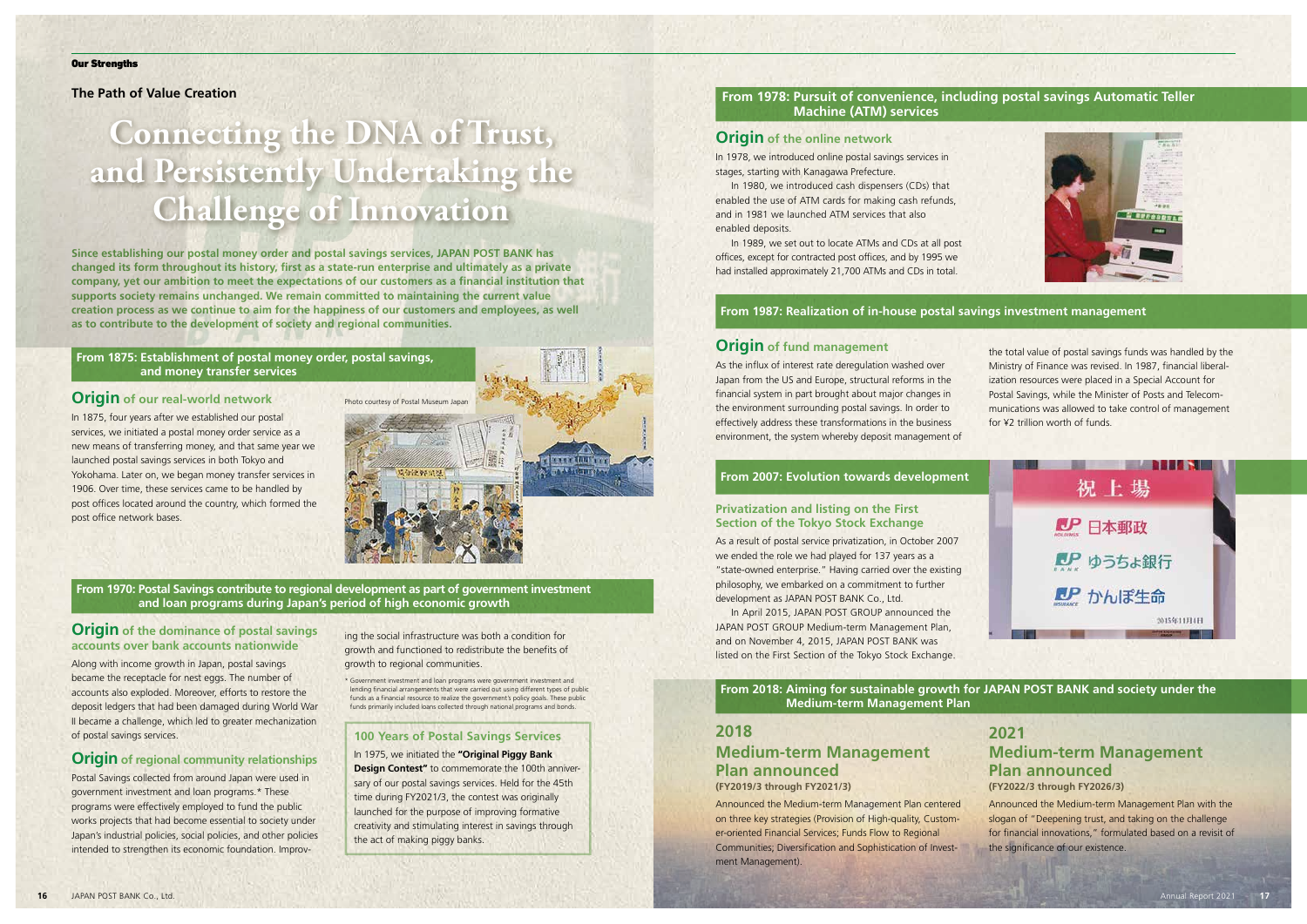# The Path of Value Creation

# Connecting the DNA of Trust, and Persistently Undertaking the Challenge of Innovation

**Since establishing our postal money order and postal savings services, JAPAN POST BANK has changed its form throughout its history, first as a state-run enterprise and ultimately as a private company, yet our ambition to meet the expectations of our customers as a financial institution that supports society remains unchanged. We remain committed to maintaining the current value creation process as we continue to aim for the happiness of our customers and employees, as well as to contribute to the development of society and regional communities.**

## From 1875: Establishment of postal money order, postal savings, and money transfer services

### Origin of our real-world network

In 1875, four years after we established our postal services, we initiated a postal money order service as a new means of transferring money, and that same year we launched postal savings services in both Tokyo and Yokohama. Later on, we began money transfer services in 1906. Over time, these services came to be handled by post offices located around the country, which formed the post office network bases.

Photo courtesy of Postal Museum Japan

## From 1970: Postal Savings contribute to regional development as part of government investment and loan programs during Japan's period of high economic growth

### Origin of the dominance of postal savings accounts over bank accounts nationwide

Along with income growth in Japan, postal savings became the receptacle for nest eggs. The number of accounts also exploded. Moreover, efforts to restore the deposit ledgers that had been damaged during World War II became a challenge, which led to greater mechanization of postal savings services.

### Origin of regional community relationships

Postal Savings collected from around Japan were used in government investment and loan programs.* These programs were effectively employed to fund the public works projects that had become essential to society under Japan's industrial policies, social policies, and other policies intended to strengthen its economic foundation. Improving the social infrastructure was both a condition for growth and functioned to redistribute the benefits of growth to regional communities.

* Government investment and loan programs were government investment and lending financial arrangements that were carried out using different types of public funds as a financial resource to realize the government's policy goals. These public funds primarily included loans collected through national programs and bonds.

### 100 Years of Postal Savings Services

In 1975, we initiated the **"Original Piggy Bank Design Contest"** to commemorate the 100th anniversary of our postal savings services. Held for the 45th time during FY2021/3, the contest was originally launched for the purpose of improving formative creativity and stimulating interest in savings through the act of making piggy banks.

## From 1978: Pursuit of convenience, including postal savings Automatic Teller Machine (ATM) services

### Origin of the online network

In 1978, we introduced online postal savings services in stages, starting with Kanagawa Prefecture.

In 1980, we introduced cash dispensers (CDs) that enabled the use of ATM cards for making cash refunds, and in 1981 we launched ATM services that also enabled deposits.

In 1989, we set out to locate ATMs and CDs at all post offices, except for contracted post offices, and by 1995 we had installed approximately 21,700 ATMs and CDs in total.

## From 1987: Realization of in-house postal savings investment management

### Origin of fund management

As the influx of interest rate deregulation washed over Japan from the US and Europe, structural reforms in the financial system in part brought about major changes in the environment surrounding postal savings. In order to effectively address these transformations in the business environment, the system whereby deposit management of the total value of postal savings funds was handled by the Ministry of Finance was revised. In 1987, financial liberalization resources were placed in a Special Account for Postal Savings, while the Minister of Posts and Telecommunications was allowed to take control of management for ¥2 trillion worth of funds.

## From 2007: Evolution towards development

### Privatization and listing on the First Section of the Tokyo Stock Exchange

As a result of postal service privatization, in October 2007 we ended the role we had played for 137 years as a "state-owned enterprise." Having carried over the existing philosophy, we embarked on a commitment to further development as JAPAN POST BANK Co., Ltd.

In April 2015, JAPAN POST GROUP announced the JAPAN POST GROUP Medium-term Management Plan, and on November 4, 2015, JAPAN POST BANK was listed on the First Section of the Tokyo Stock Exchange.

## From 2018: Aiming for sustainable growth for JAPAN POST BANK and society under the Medium-term Management Plan

### 2018 Medium-term Management Plan announced

**(FY2019/3 through FY2021/3)**

Announced the Medium-term Management Plan centered on three key strategies (Provision of High-quality, Customer-oriented Financial Services; Funds Flow to Regional Communities; Diversification and Sophistication of Investment Management).

### 2021 Medium-term Management Plan announced

**(FY2022/3 through FY2026/3)**

Announced the Medium-term Management Plan with the slogan of "Deepening trust, and taking on the challenge for financial innovations," formulated based on a revisit of the significance of our existence.